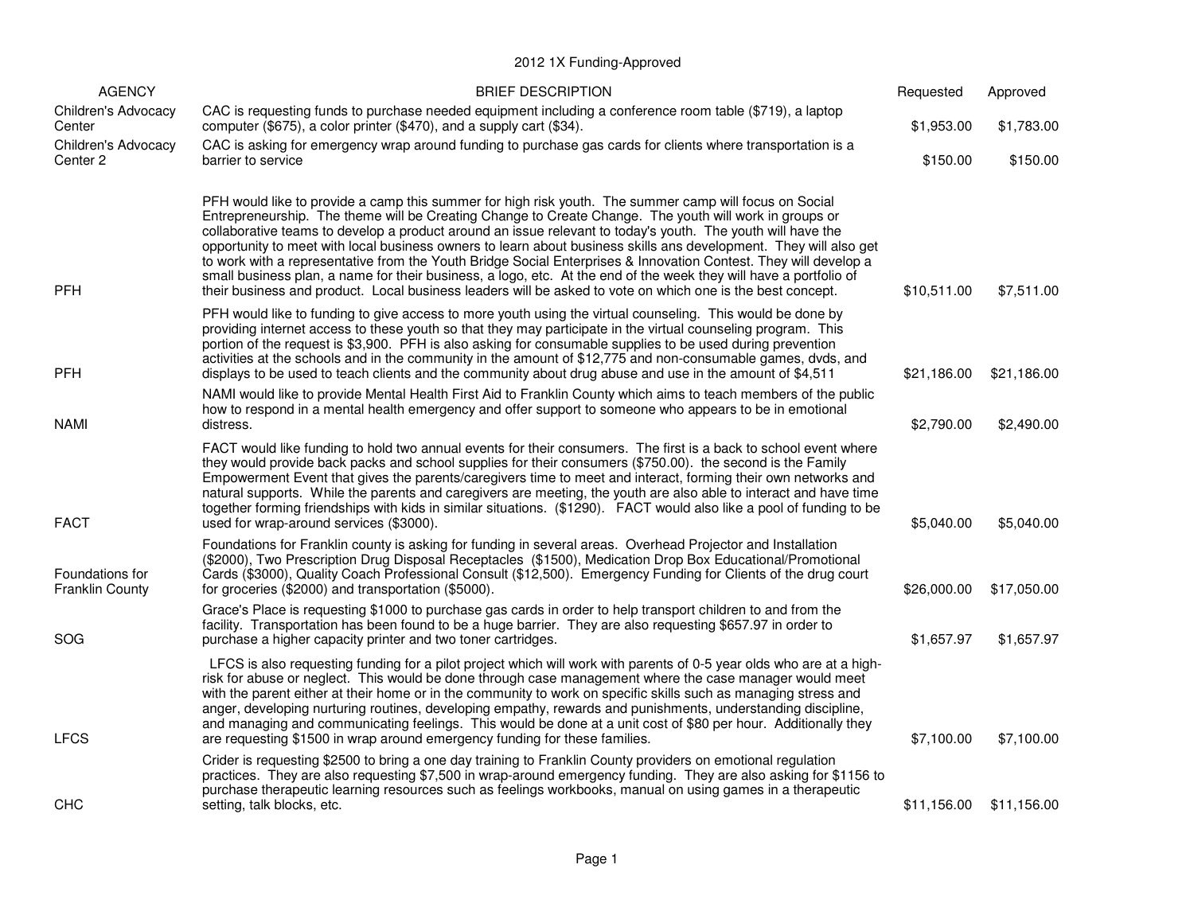# 2012 1X Funding-Approved

| AGENCY | BRIEF DESCRIPTION | Requested | Approved |
|---|---|---|---|
| Children's Advocacy Center | CAC is requesting funds to purchase needed equipment including a conference room table ($719), a laptop computer ($675), a color printer ($470), and a supply cart ($34). | $1,953.00 | $1,783.00 |
| Children's Advocacy Center 2 | CAC is asking for emergency wrap around funding to purchase gas cards for clients where transportation is a barrier to service | $150.00 | $150.00 |
| PFH | PFH would like to provide a camp this summer for high risk youth. The summer camp will focus on Social Entrepreneurship. The theme will be Creating Change to Create Change. The youth will work in groups or collaborative teams to develop a product around an issue relevant to today's youth. The youth will have the opportunity to meet with local business owners to learn about business skills ans development. They will also get to work with a representative from the Youth Bridge Social Enterprises & Innovation Contest. They will develop a small business plan, a name for their business, a logo, etc. At the end of the week they will have a portfolio of their business and product. Local business leaders will be asked to vote on which one is the best concept. | $10,511.00 | $7,511.00 |
| PFH | PFH would like to funding to give access to more youth using the virtual counseling. This would be done by providing internet access to these youth so that they may participate in the virtual counseling program. This portion of the request is $3,900. PFH is also asking for consumable supplies to be used during prevention activities at the schools and in the community in the amount of $12,775 and non-consumable games, dvds, and displays to be used to teach clients and the community about drug abuse and use in the amount of $4,511 | $21,186.00 | $21,186.00 |
| NAMI | NAMI would like to provide Mental Health First Aid to Franklin County which aims to teach members of the public how to respond in a mental health emergency and offer support to someone who appears to be in emotional distress. | $2,790.00 | $2,490.00 |
| FACT | FACT would like funding to hold two annual events for their consumers. The first is a back to school event where they would provide back packs and school supplies for their consumers ($750.00). the second is the Family Empowerment Event that gives the parents/caregivers time to meet and interact, forming their own networks and natural supports. While the parents and caregivers are meeting, the youth are also able to interact and have time together forming friendships with kids in similar situations. ($1290). FACT would also like a pool of funding to be used for wrap-around services ($3000). | $5,040.00 | $5,040.00 |
| Foundations for Franklin County | Foundations for Franklin county is asking for funding in several areas. Overhead Projector and Installation ($2000), Two Prescription Drug Disposal Receptacles ($1500), Medication Drop Box Educational/Promotional Cards ($3000), Quality Coach Professional Consult ($12,500). Emergency Funding for Clients of the drug court for groceries ($2000) and transportation ($5000). | $26,000.00 | $17,050.00 |
| SOG | Grace's Place is requesting $1000 to purchase gas cards in order to help transport children to and from the facility. Transportation has been found to be a huge barrier. They are also requesting $657.97 in order to purchase a higher capacity printer and two toner cartridges. | $1,657.97 | $1,657.97 |
| LFCS | LFCS is also requesting funding for a pilot project which will work with parents of 0-5 year olds who are at a high-risk for abuse or neglect. This would be done through case management where the case manager would meet with the parent either at their home or in the community to work on specific skills such as managing stress and anger, developing nurturing routines, developing empathy, rewards and punishments, understanding discipline, and managing and communicating feelings. This would be done at a unit cost of $80 per hour. Additionally they are requesting $1500 in wrap around emergency funding for these families. | $7,100.00 | $7,100.00 |
| CHC | Crider is requesting $2500 to bring a one day training to Franklin County providers on emotional regulation practices. They are also requesting $7,500 in wrap-around emergency funding. They are also asking for $1156 to purchase therapeutic learning resources such as feelings workbooks, manual on using games in a therapeutic setting, talk blocks, etc. | $11,156.00 | $11,156.00 |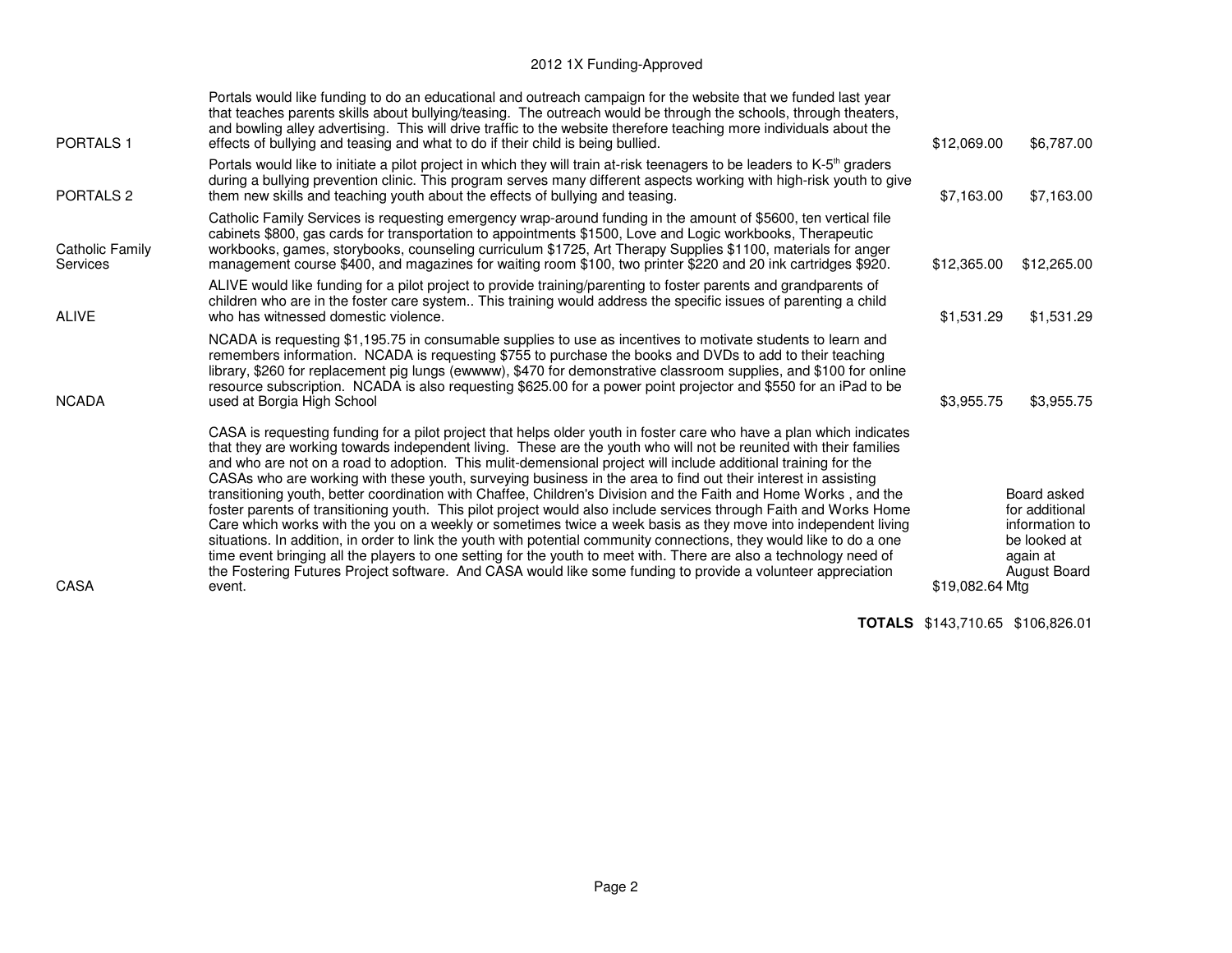# 2012 1X Funding-Approved

| | | | |
|---|---|---|---|
| PORTALS 1 | Portals would like funding to do an educational and outreach campaign for the website that we funded last year that teaches parents skills about bullying/teasing. The outreach would be through the schools, through theaters, and bowling alley advertising. This will drive traffic to the website therefore teaching more individuals about the effects of bullying and teasing and what to do if their child is being bullied. | $12,069.00 | $6,787.00 |
| PORTALS 2 | Portals would like to initiate a pilot project in which they will train at-risk teenagers to be leaders to K-5th graders during a bullying prevention clinic. This program serves many different aspects working with high-risk youth to give them new skills and teaching youth about the effects of bullying and teasing. | $7,163.00 | $7,163.00 |
| Catholic Family Services | Catholic Family Services is requesting emergency wrap-around funding in the amount of $5600, ten vertical file cabinets $800, gas cards for transportation to appointments $1500, Love and Logic workbooks, Therapeutic workbooks, games, storybooks, counseling curriculum $1725, Art Therapy Supplies $1100, materials for anger management course $400, and magazines for waiting room $100, two printer $220 and 20 ink cartridges $920. | $12,365.00 | $12,265.00 |
| ALIVE | ALIVE would like funding for a pilot project to provide training/parenting to foster parents and grandparents of children who are in the foster care system.. This training would address the specific issues of parenting a child who has witnessed domestic violence. | $1,531.29 | $1,531.29 |
| NCADA | NCADA is requesting $1,195.75 in consumable supplies to use as incentives to motivate students to learn and remembers information. NCADA is requesting $755 to purchase the books and DVDs to add to their teaching library, $260 for replacement pig lungs (ewwww), $470 for demonstrative classroom supplies, and $100 for online resource subscription. NCADA is also requesting $625.00 for a power point projector and $550 for an iPad to be used at Borgia High School | $3,955.75 | $3,955.75 |
| CASA | CASA is requesting funding for a pilot project that helps older youth in foster care who have a plan which indicates that they are working towards independent living. These are the youth who will not be reunited with their families and who are not on a road to adoption. This mulit-demensional project will include additional training for the CASAs who are working with these youth, surveying business in the area to find out their interest in assisting transitioning youth, better coordination with Chaffee, Children's Division and the Faith and Home Works , and the foster parents of transitioning youth. This pilot project would also include services through Faith and Works Home Care which works with the you on a weekly or sometimes twice a week basis as they move into independent living situations. In addition, in order to link the youth with potential community connections, they would like to do a one time event bringing all the players to one setting for the youth to meet with. There are also a technology need of the Fostering Futures Project software. And CASA would like some funding to provide a volunteer appreciation event. | $19,082.64 | Board asked for additional information to be looked at again at August Board Mtg |
| | **TOTALS** | $143,710.65 | $106,826.01 |